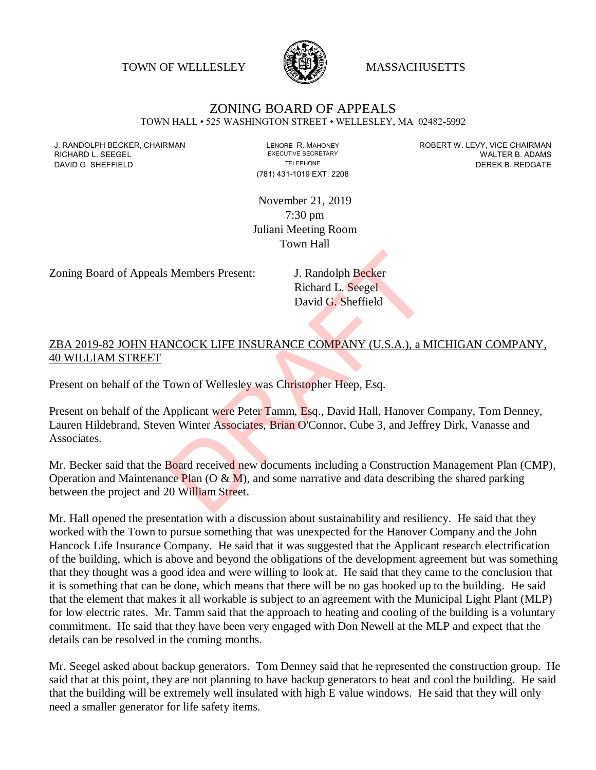TOWN OF WELLESLEY MASSACHUSETTS

# ZONING BOARD OF APPEALS

TOWN HALL • 525 WASHINGTON STREET • WELLESLEY, MA 02482-5992

J. RANDOLPH BECKER, CHAIRMAN
RICHARD L. SEEGEL
DAVID G. SHEFFIELD

LENORE R. MAHONEY
EXECUTIVE SECRETARY
TELEPHONE
(781) 431-1019 EXT. 2208

ROBERT W. LEVY, VICE CHAIRMAN
WALTER B. ADAMS
DEREK B. REDGATE

November 21, 2019
7:30 pm
Juliani Meeting Room
Town Hall

Zoning Board of Appeals Members Present: J. Randolph Becker
Richard L. Seegel
David G. Sheffield

## ZBA 2019-82 JOHN HANCOCK LIFE INSURANCE COMPANY (U.S.A.), a MICHIGAN COMPANY, 40 WILLIAM STREET

Present on behalf of the Town of Wellesley was Christopher Heep, Esq.

Present on behalf of the Applicant were Peter Tamm, Esq., David Hall, Hanover Company, Tom Denney, Lauren Hildebrand, Steven Winter Associates, Brian O'Connor, Cube 3, and Jeffrey Dirk, Vanasse and Associates.

Mr. Becker said that the Board received new documents including a Construction Management Plan (CMP), Operation and Maintenance Plan (O & M), and some narrative and data describing the shared parking between the project and 20 William Street.

Mr. Hall opened the presentation with a discussion about sustainability and resiliency. He said that they worked with the Town to pursue something that was unexpected for the Hanover Company and the John Hancock Life Insurance Company. He said that it was suggested that the Applicant research electrification of the building, which is above and beyond the obligations of the development agreement but was something that they thought was a good idea and were willing to look at. He said that they came to the conclusion that it is something that can be done, which means that there will be no gas hooked up to the building. He said that the element that makes it all workable is subject to an agreement with the Municipal Light Plant (MLP) for low electric rates. Mr. Tamm said that the approach to heating and cooling of the building is a voluntary commitment. He said that they have been very engaged with Don Newell at the MLP and expect that the details can be resolved in the coming months.

Mr. Seegel asked about backup generators. Tom Denney said that he represented the construction group. He said that at this point, they are not planning to have backup generators to heat and cool the building. He said that the building will be extremely well insulated with high E value windows. He said that they will only need a smaller generator for life safety items.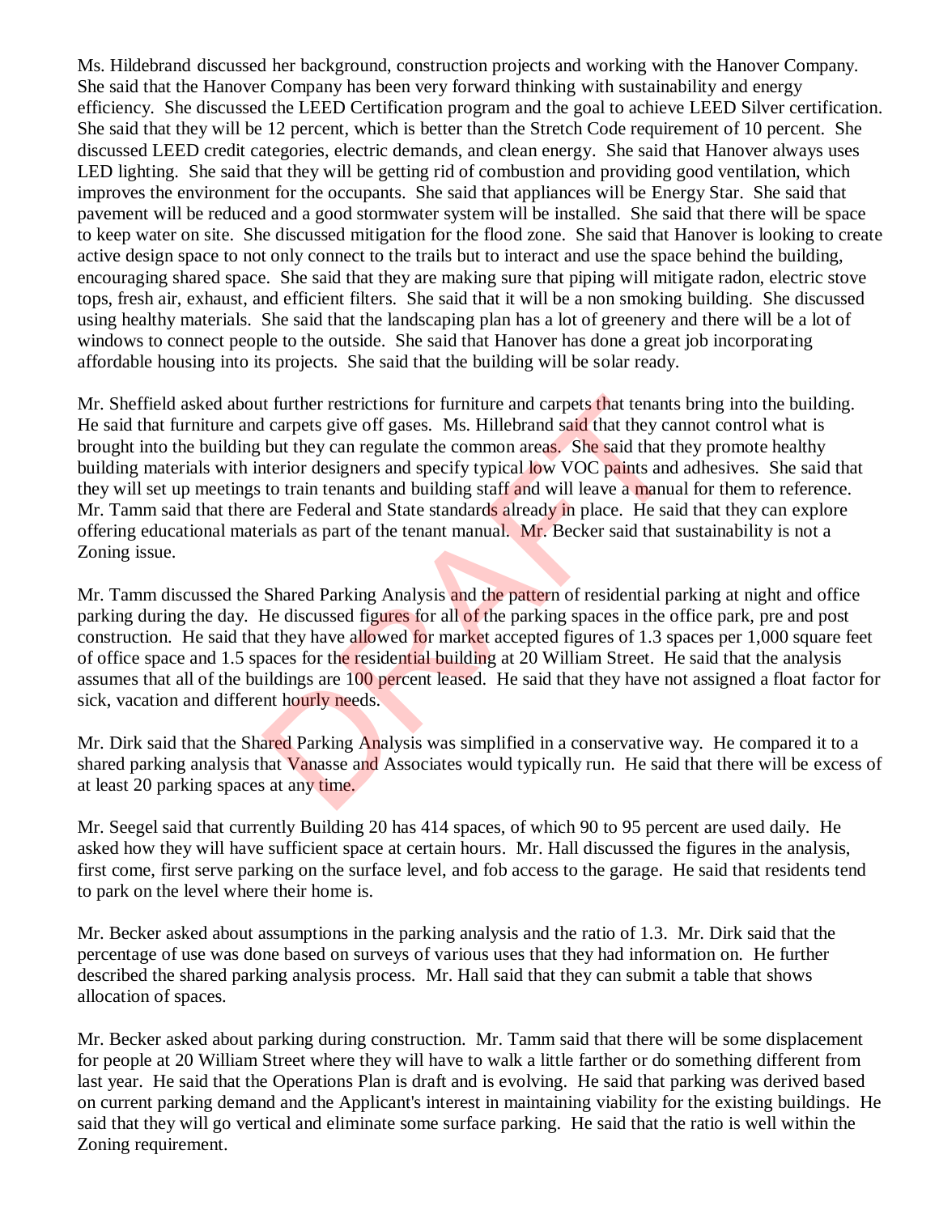Ms. Hildebrand discussed her background, construction projects and working with the Hanover Company. She said that the Hanover Company has been very forward thinking with sustainability and energy efficiency. She discussed the LEED Certification program and the goal to achieve LEED Silver certification. She said that they will be 12 percent, which is better than the Stretch Code requirement of 10 percent. She discussed LEED credit categories, electric demands, and clean energy. She said that Hanover always uses LED lighting. She said that they will be getting rid of combustion and providing good ventilation, which improves the environment for the occupants. She said that appliances will be Energy Star. She said that pavement will be reduced and a good stormwater system will be installed. She said that there will be space to keep water on site. She discussed mitigation for the flood zone. She said that Hanover is looking to create active design space to not only connect to the trails but to interact and use the space behind the building, encouraging shared space. She said that they are making sure that piping will mitigate radon, electric stove tops, fresh air, exhaust, and efficient filters. She said that it will be a non smoking building. She discussed using healthy materials. She said that the landscaping plan has a lot of greenery and there will be a lot of windows to connect people to the outside. She said that Hanover has done a great job incorporating affordable housing into its projects. She said that the building will be solar ready.

Mr. Sheffield asked about further restrictions for furniture and carpets that tenants bring into the building. He said that furniture and carpets give off gases. Ms. Hillebrand said that they cannot control what is brought into the building but they can regulate the common areas. She said that they promote healthy building materials with interior designers and specify typical low VOC paints and adhesives. She said that they will set up meetings to train tenants and building staff and will leave a manual for them to reference. Mr. Tamm said that there are Federal and State standards already in place. He said that they can explore offering educational materials as part of the tenant manual. Mr. Becker said that sustainability is not a Zoning issue.

Mr. Tamm discussed the Shared Parking Analysis and the pattern of residential parking at night and office parking during the day. He discussed figures for all of the parking spaces in the office park, pre and post construction. He said that they have allowed for market accepted figures of 1.3 spaces per 1,000 square feet of office space and 1.5 spaces for the residential building at 20 William Street. He said that the analysis assumes that all of the buildings are 100 percent leased. He said that they have not assigned a float factor for sick, vacation and different hourly needs.

Mr. Dirk said that the Shared Parking Analysis was simplified in a conservative way. He compared it to a shared parking analysis that Vanasse and Associates would typically run. He said that there will be excess of at least 20 parking spaces at any time.

Mr. Seegel said that currently Building 20 has 414 spaces, of which 90 to 95 percent are used daily. He asked how they will have sufficient space at certain hours. Mr. Hall discussed the figures in the analysis, first come, first serve parking on the surface level, and fob access to the garage. He said that residents tend to park on the level where their home is.

Mr. Becker asked about assumptions in the parking analysis and the ratio of 1.3. Mr. Dirk said that the percentage of use was done based on surveys of various uses that they had information on. He further described the shared parking analysis process. Mr. Hall said that they can submit a table that shows allocation of spaces.

Mr. Becker asked about parking during construction. Mr. Tamm said that there will be some displacement for people at 20 William Street where they will have to walk a little farther or do something different from last year. He said that the Operations Plan is draft and is evolving. He said that parking was derived based on current parking demand and the Applicant's interest in maintaining viability for the existing buildings. He said that they will go vertical and eliminate some surface parking. He said that the ratio is well within the Zoning requirement.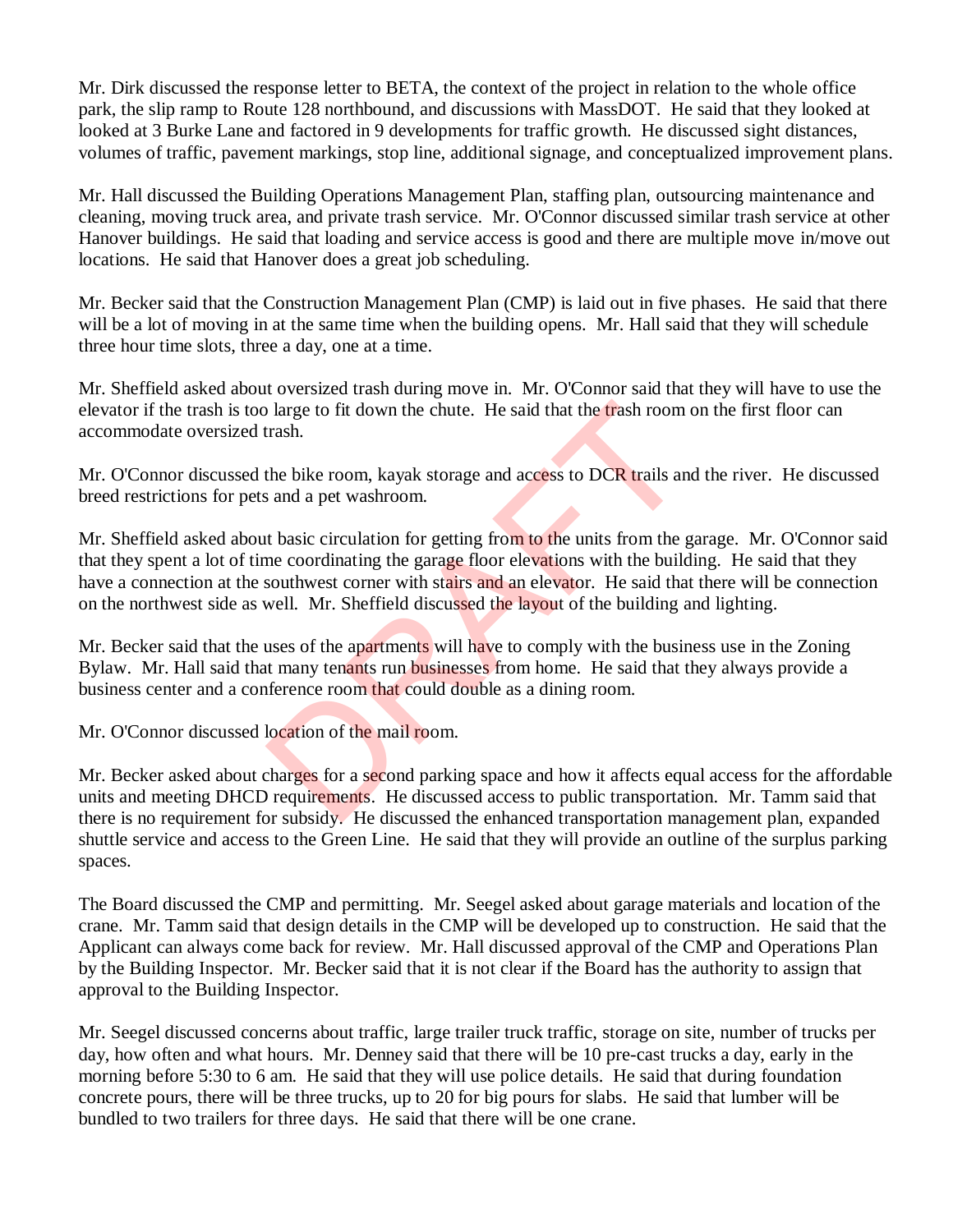Mr. Dirk discussed the response letter to BETA, the context of the project in relation to the whole office park, the slip ramp to Route 128 northbound, and discussions with MassDOT. He said that they looked at looked at 3 Burke Lane and factored in 9 developments for traffic growth. He discussed sight distances, volumes of traffic, pavement markings, stop line, additional signage, and conceptualized improvement plans.

Mr. Hall discussed the Building Operations Management Plan, staffing plan, outsourcing maintenance and cleaning, moving truck area, and private trash service. Mr. O'Connor discussed similar trash service at other Hanover buildings. He said that loading and service access is good and there are multiple move in/move out locations. He said that Hanover does a great job scheduling.

Mr. Becker said that the Construction Management Plan (CMP) is laid out in five phases. He said that there will be a lot of moving in at the same time when the building opens. Mr. Hall said that they will schedule three hour time slots, three a day, one at a time.

Mr. Sheffield asked about oversized trash during move in. Mr. O'Connor said that they will have to use the elevator if the trash is too large to fit down the chute. He said that the trash room on the first floor can accommodate oversized trash.

Mr. O'Connor discussed the bike room, kayak storage and access to DCR trails and the river. He discussed breed restrictions for pets and a pet washroom.

Mr. Sheffield asked about basic circulation for getting from to the units from the garage. Mr. O'Connor said that they spent a lot of time coordinating the garage floor elevations with the building. He said that they have a connection at the southwest corner with stairs and an elevator. He said that there will be connection on the northwest side as well. Mr. Sheffield discussed the layout of the building and lighting.

Mr. Becker said that the uses of the apartments will have to comply with the business use in the Zoning Bylaw. Mr. Hall said that many tenants run businesses from home. He said that they always provide a business center and a conference room that could double as a dining room.

Mr. O'Connor discussed location of the mail room.

Mr. Becker asked about charges for a second parking space and how it affects equal access for the affordable units and meeting DHCD requirements. He discussed access to public transportation. Mr. Tamm said that there is no requirement for subsidy. He discussed the enhanced transportation management plan, expanded shuttle service and access to the Green Line. He said that they will provide an outline of the surplus parking spaces.

The Board discussed the CMP and permitting. Mr. Seegel asked about garage materials and location of the crane. Mr. Tamm said that design details in the CMP will be developed up to construction. He said that the Applicant can always come back for review. Mr. Hall discussed approval of the CMP and Operations Plan by the Building Inspector. Mr. Becker said that it is not clear if the Board has the authority to assign that approval to the Building Inspector.

Mr. Seegel discussed concerns about traffic, large trailer truck traffic, storage on site, number of trucks per day, how often and what hours. Mr. Denney said that there will be 10 pre-cast trucks a day, early in the morning before 5:30 to 6 am. He said that they will use police details. He said that during foundation concrete pours, there will be three trucks, up to 20 for big pours for slabs. He said that lumber will be bundled to two trailers for three days. He said that there will be one crane.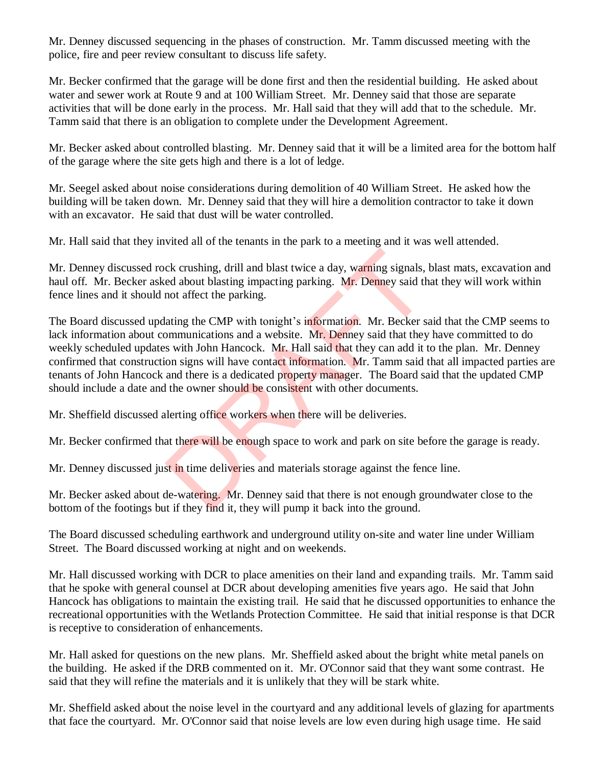Mr. Denney discussed sequencing in the phases of construction. Mr. Tamm discussed meeting with the police, fire and peer review consultant to discuss life safety.

Mr. Becker confirmed that the garage will be done first and then the residential building. He asked about water and sewer work at Route 9 and at 100 William Street. Mr. Denney said that those are separate activities that will be done early in the process. Mr. Hall said that they will add that to the schedule. Mr. Tamm said that there is an obligation to complete under the Development Agreement.

Mr. Becker asked about controlled blasting. Mr. Denney said that it will be a limited area for the bottom half of the garage where the site gets high and there is a lot of ledge.

Mr. Seegel asked about noise considerations during demolition of 40 William Street. He asked how the building will be taken down. Mr. Denney said that they will hire a demolition contractor to take it down with an excavator. He said that dust will be water controlled.

Mr. Hall said that they invited all of the tenants in the park to a meeting and it was well attended.

Mr. Denney discussed rock crushing, drill and blast twice a day, warning signals, blast mats, excavation and haul off. Mr. Becker asked about blasting impacting parking. Mr. Denney said that they will work within fence lines and it should not affect the parking.

The Board discussed updating the CMP with tonight's information. Mr. Becker said that the CMP seems to lack information about communications and a website. Mr. Denney said that they have committed to do weekly scheduled updates with John Hancock. Mr. Hall said that they can add it to the plan. Mr. Denney confirmed that construction signs will have contact information. Mr. Tamm said that all impacted parties are tenants of John Hancock and there is a dedicated property manager. The Board said that the updated CMP should include a date and the owner should be consistent with other documents.

Mr. Sheffield discussed alerting office workers when there will be deliveries.

Mr. Becker confirmed that there will be enough space to work and park on site before the garage is ready.

Mr. Denney discussed just in time deliveries and materials storage against the fence line.

Mr. Becker asked about de-watering. Mr. Denney said that there is not enough groundwater close to the bottom of the footings but if they find it, they will pump it back into the ground.

The Board discussed scheduling earthwork and underground utility on-site and water line under William Street. The Board discussed working at night and on weekends.

Mr. Hall discussed working with DCR to place amenities on their land and expanding trails. Mr. Tamm said that he spoke with general counsel at DCR about developing amenities five years ago. He said that John Hancock has obligations to maintain the existing trail. He said that he discussed opportunities to enhance the recreational opportunities with the Wetlands Protection Committee. He said that initial response is that DCR is receptive to consideration of enhancements.

Mr. Hall asked for questions on the new plans. Mr. Sheffield asked about the bright white metal panels on the building. He asked if the DRB commented on it. Mr. O'Connor said that they want some contrast. He said that they will refine the materials and it is unlikely that they will be stark white.

Mr. Sheffield asked about the noise level in the courtyard and any additional levels of glazing for apartments that face the courtyard. Mr. O'Connor said that noise levels are low even during high usage time. He said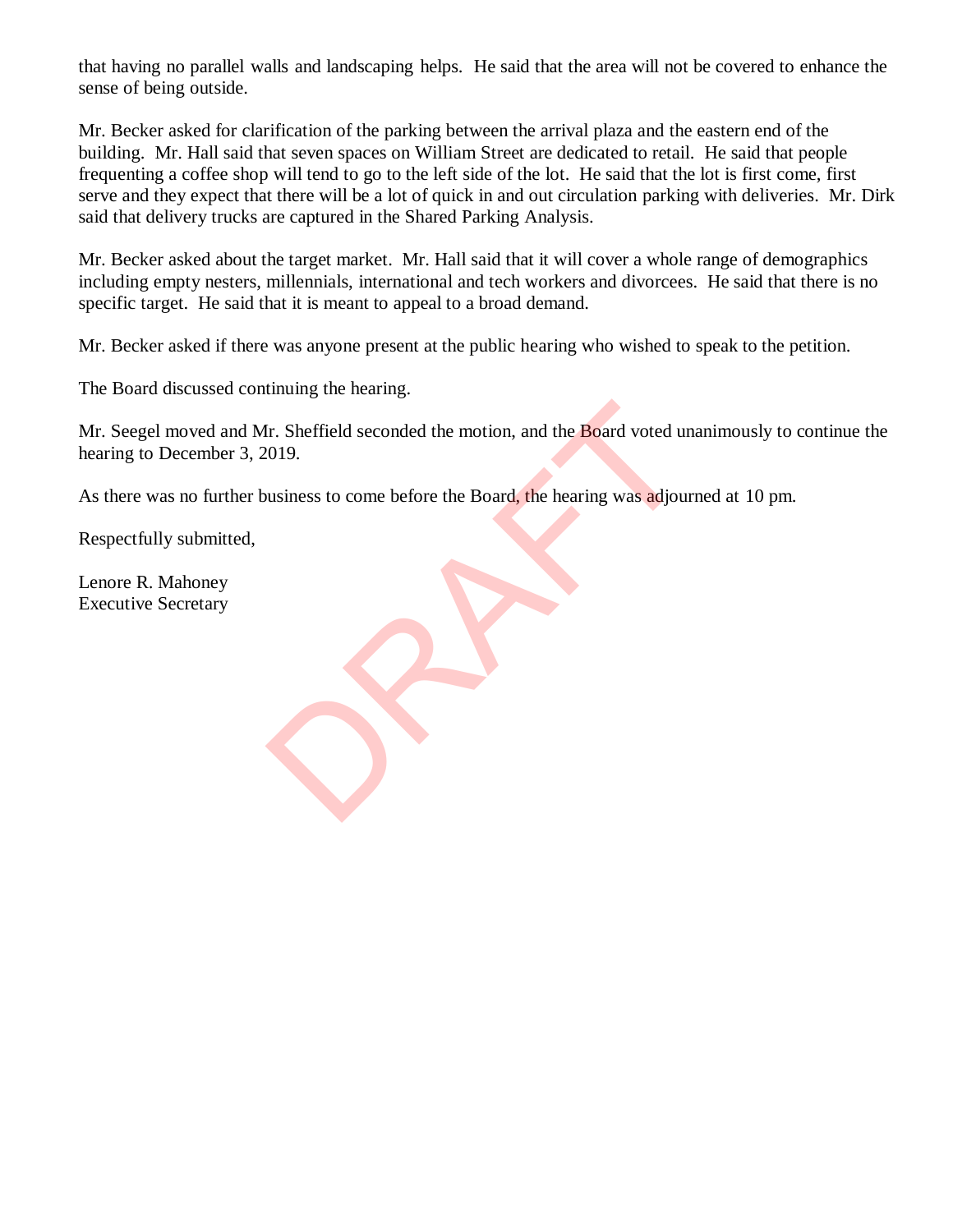that having no parallel walls and landscaping helps. He said that the area will not be covered to enhance the sense of being outside.

Mr. Becker asked for clarification of the parking between the arrival plaza and the eastern end of the building. Mr. Hall said that seven spaces on William Street are dedicated to retail. He said that people frequenting a coffee shop will tend to go to the left side of the lot. He said that the lot is first come, first serve and they expect that there will be a lot of quick in and out circulation parking with deliveries. Mr. Dirk said that delivery trucks are captured in the Shared Parking Analysis.

Mr. Becker asked about the target market. Mr. Hall said that it will cover a whole range of demographics including empty nesters, millennials, international and tech workers and divorcees. He said that there is no specific target. He said that it is meant to appeal to a broad demand.

Mr. Becker asked if there was anyone present at the public hearing who wished to speak to the petition.

The Board discussed continuing the hearing.

Mr. Seegel moved and Mr. Sheffield seconded the motion, and the Board voted unanimously to continue the hearing to December 3, 2019.

As there was no further business to come before the Board, the hearing was adjourned at 10 pm.

Respectfully submitted,

Lenore R. Mahoney
Executive Secretary

DRAFT